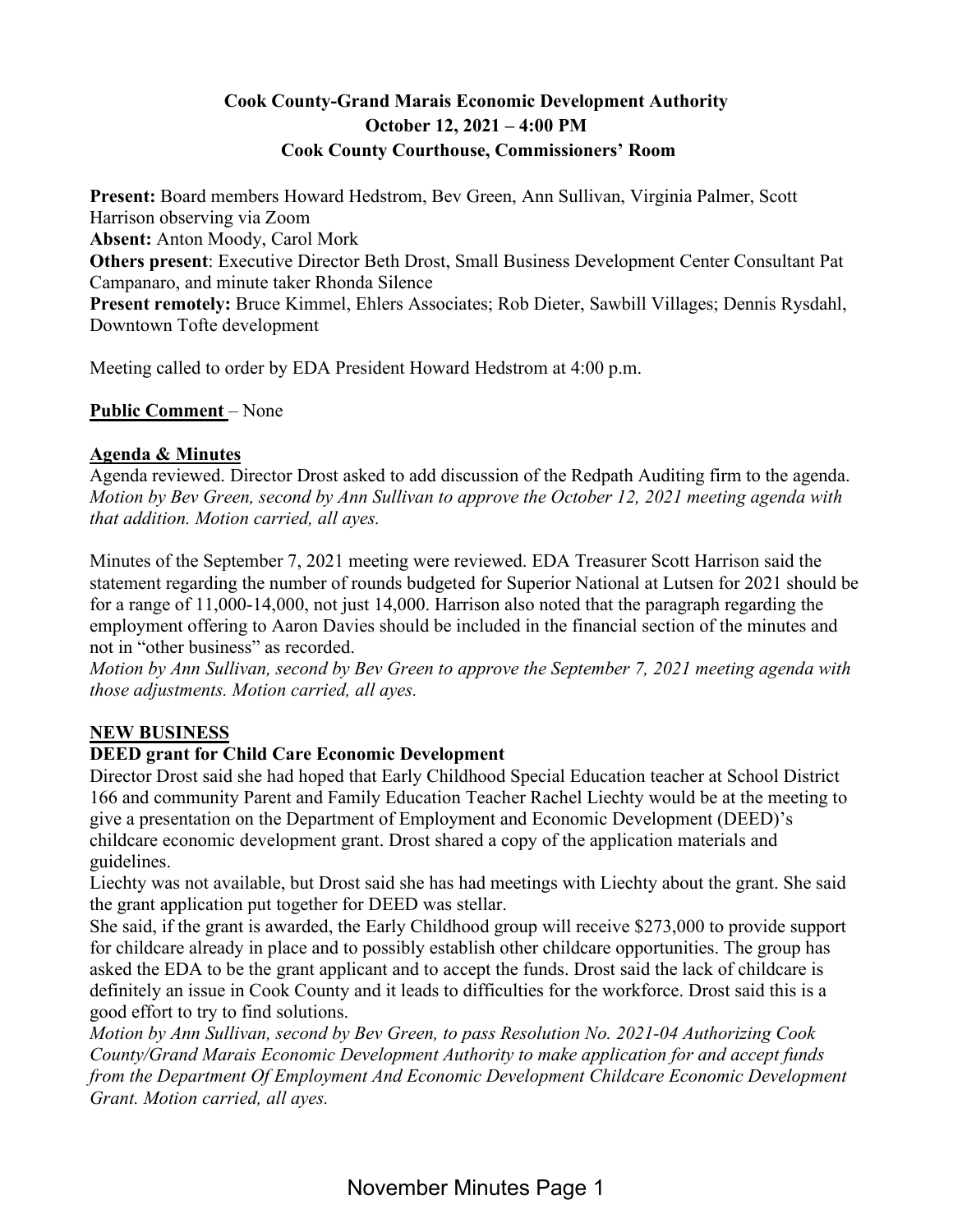**Cook County-Grand Marais Economic Development Authority**
**October 12, 2021 – 4:00 PM**
**Cook County Courthouse, Commissioners' Room**

**Present:** Board members Howard Hedstrom, Bev Green, Ann Sullivan, Virginia Palmer, Scott Harrison observing via Zoom
**Absent:** Anton Moody, Carol Mork
**Others present**: Executive Director Beth Drost, Small Business Development Center Consultant Pat Campanaro, and minute taker Rhonda Silence
**Present remotely:** Bruce Kimmel, Ehlers Associates; Rob Dieter, Sawbill Villages; Dennis Rysdahl, Downtown Tofte development

Meeting called to order by EDA President Howard Hedstrom at 4:00 p.m.

**Public Comment** – None

**Agenda & Minutes**

Agenda reviewed. Director Drost asked to add discussion of the Redpath Auditing firm to the agenda. *Motion by Bev Green, second by Ann Sullivan to approve the October 12, 2021 meeting agenda with that addition. Motion carried, all ayes.*

Minutes of the September 7, 2021 meeting were reviewed. EDA Treasurer Scott Harrison said the statement regarding the number of rounds budgeted for Superior National at Lutsen for 2021 should be for a range of 11,000-14,000, not just 14,000. Harrison also noted that the paragraph regarding the employment offering to Aaron Davies should be included in the financial section of the minutes and not in "other business" as recorded.

*Motion by Ann Sullivan, second by Bev Green to approve the September 7, 2021 meeting agenda with those adjustments. Motion carried, all ayes.*

**NEW BUSINESS**

**DEED grant for Child Care Economic Development**

Director Drost said she had hoped that Early Childhood Special Education teacher at School District 166 and community Parent and Family Education Teacher Rachel Liechty would be at the meeting to give a presentation on the Department of Employment and Economic Development (DEED)'s childcare economic development grant. Drost shared a copy of the application materials and guidelines.

Liechty was not available, but Drost said she has had meetings with Liechty about the grant. She said the grant application put together for DEED was stellar.

She said, if the grant is awarded, the Early Childhood group will receive $273,000 to provide support for childcare already in place and to possibly establish other childcare opportunities. The group has asked the EDA to be the grant applicant and to accept the funds. Drost said the lack of childcare is definitely an issue in Cook County and it leads to difficulties for the workforce. Drost said this is a good effort to try to find solutions.

*Motion by Ann Sullivan, second by Bev Green, to pass Resolution No. 2021-04 Authorizing Cook County/Grand Marais Economic Development Authority to make application for and accept funds from the Department Of Employment And Economic Development Childcare Economic Development Grant. Motion carried, all ayes.*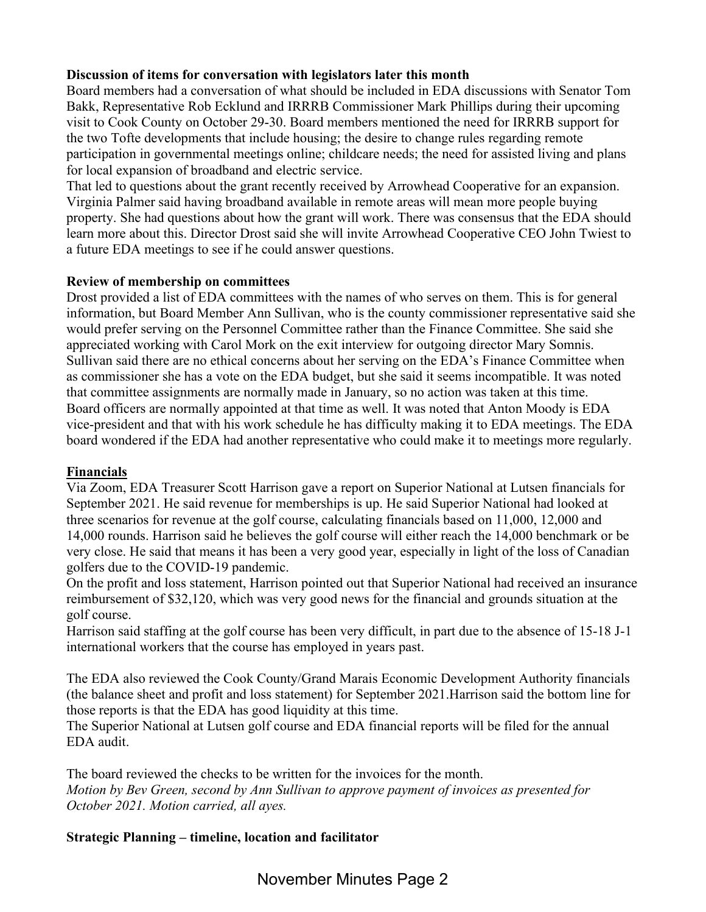**Discussion of items for conversation with legislators later this month**

Board members had a conversation of what should be included in EDA discussions with Senator Tom Bakk, Representative Rob Ecklund and IRRRB Commissioner Mark Phillips during their upcoming visit to Cook County on October 29-30. Board members mentioned the need for IRRRB support for the two Tofte developments that include housing; the desire to change rules regarding remote participation in governmental meetings online; childcare needs; the need for assisted living and plans for local expansion of broadband and electric service.

That led to questions about the grant recently received by Arrowhead Cooperative for an expansion. Virginia Palmer said having broadband available in remote areas will mean more people buying property. She had questions about how the grant will work. There was consensus that the EDA should learn more about this. Director Drost said she will invite Arrowhead Cooperative CEO John Twiest to a future EDA meetings to see if he could answer questions.

**Review of membership on committees**

Drost provided a list of EDA committees with the names of who serves on them. This is for general information, but Board Member Ann Sullivan, who is the county commissioner representative said she would prefer serving on the Personnel Committee rather than the Finance Committee. She said she appreciated working with Carol Mork on the exit interview for outgoing director Mary Somnis. Sullivan said there are no ethical concerns about her serving on the EDA's Finance Committee when as commissioner she has a vote on the EDA budget, but she said it seems incompatible. It was noted that committee assignments are normally made in January, so no action was taken at this time. Board officers are normally appointed at that time as well. It was noted that Anton Moody is EDA vice-president and that with his work schedule he has difficulty making it to EDA meetings. The EDA board wondered if the EDA had another representative who could make it to meetings more regularly.

**Financials**

Via Zoom, EDA Treasurer Scott Harrison gave a report on Superior National at Lutsen financials for September 2021. He said revenue for memberships is up. He said Superior National had looked at three scenarios for revenue at the golf course, calculating financials based on 11,000, 12,000 and 14,000 rounds. Harrison said he believes the golf course will either reach the 14,000 benchmark or be very close. He said that means it has been a very good year, especially in light of the loss of Canadian golfers due to the COVID-19 pandemic.

On the profit and loss statement, Harrison pointed out that Superior National had received an insurance reimbursement of $32,120, which was very good news for the financial and grounds situation at the golf course.

Harrison said staffing at the golf course has been very difficult, in part due to the absence of 15-18 J-1 international workers that the course has employed in years past.

The EDA also reviewed the Cook County/Grand Marais Economic Development Authority financials (the balance sheet and profit and loss statement) for September 2021.Harrison said the bottom line for those reports is that the EDA has good liquidity at this time.

The Superior National at Lutsen golf course and EDA financial reports will be filed for the annual EDA audit.

The board reviewed the checks to be written for the invoices for the month.

*Motion by Bev Green, second by Ann Sullivan to approve payment of invoices as presented for October 2021. Motion carried, all ayes.*

**Strategic Planning – timeline, location and facilitator**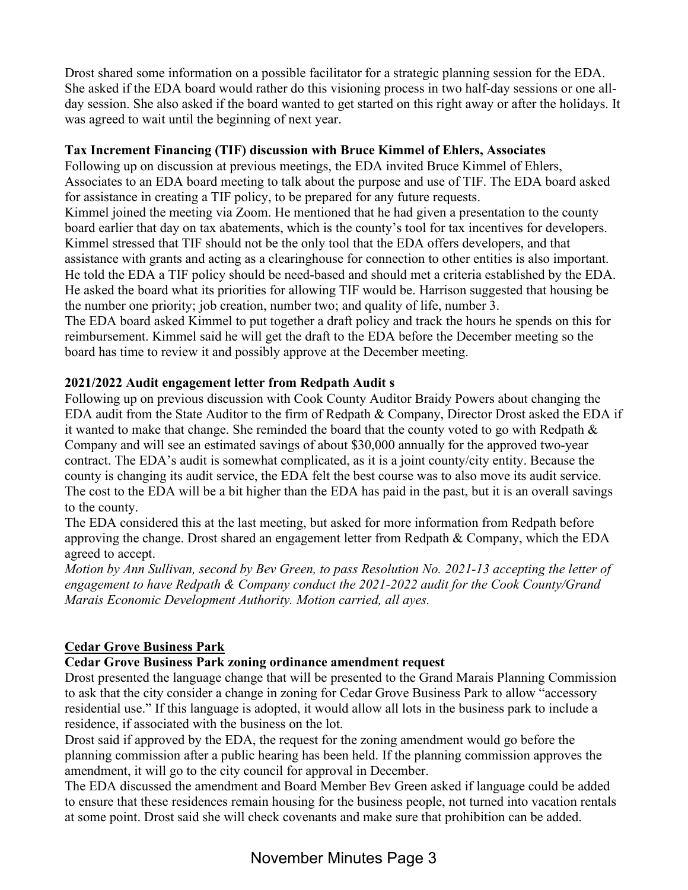Drost shared some information on a possible facilitator for a strategic planning session for the EDA. She asked if the EDA board would rather do this visioning process in two half-day sessions or one all-day session. She also asked if the board wanted to get started on this right away or after the holidays. It was agreed to wait until the beginning of next year.

**Tax Increment Financing (TIF) discussion with Bruce Kimmel of Ehlers, Associates**

Following up on discussion at previous meetings, the EDA invited Bruce Kimmel of Ehlers, Associates to an EDA board meeting to talk about the purpose and use of TIF. The EDA board asked for assistance in creating a TIF policy, to be prepared for any future requests.

Kimmel joined the meeting via Zoom. He mentioned that he had given a presentation to the county board earlier that day on tax abatements, which is the county's tool for tax incentives for developers. Kimmel stressed that TIF should not be the only tool that the EDA offers developers, and that assistance with grants and acting as a clearinghouse for connection to other entities is also important. He told the EDA a TIF policy should be need-based and should met a criteria established by the EDA. He asked the board what its priorities for allowing TIF would be. Harrison suggested that housing be the number one priority; job creation, number two; and quality of life, number 3.

The EDA board asked Kimmel to put together a draft policy and track the hours he spends on this for reimbursement. Kimmel said he will get the draft to the EDA before the December meeting so the board has time to review it and possibly approve at the December meeting.

**2021/2022 Audit engagement letter from Redpath Audit s**

Following up on previous discussion with Cook County Auditor Braidy Powers about changing the EDA audit from the State Auditor to the firm of Redpath & Company, Director Drost asked the EDA if it wanted to make that change. She reminded the board that the county voted to go with Redpath & Company and will see an estimated savings of about $30,000 annually for the approved two-year contract. The EDA's audit is somewhat complicated, as it is a joint county/city entity. Because the county is changing its audit service, the EDA felt the best course was to also move its audit service. The cost to the EDA will be a bit higher than the EDA has paid in the past, but it is an overall savings to the county.

The EDA considered this at the last meeting, but asked for more information from Redpath before approving the change. Drost shared an engagement letter from Redpath & Company, which the EDA agreed to accept.

*Motion by Ann Sullivan, second by Bev Green, to pass Resolution No. 2021-13 accepting the letter of engagement to have Redpath & Company conduct the 2021-2022 audit for the Cook County/Grand Marais Economic Development Authority. Motion carried, all ayes.*

**Cedar Grove Business Park**

**Cedar Grove Business Park zoning ordinance amendment request**

Drost presented the language change that will be presented to the Grand Marais Planning Commission to ask that the city consider a change in zoning for Cedar Grove Business Park to allow "accessory residential use." If this language is adopted, it would allow all lots in the business park to include a residence, if associated with the business on the lot.

Drost said if approved by the EDA, the request for the zoning amendment would go before the planning commission after a public hearing has been held. If the planning commission approves the amendment, it will go to the city council for approval in December.

The EDA discussed the amendment and Board Member Bev Green asked if language could be added to ensure that these residences remain housing for the business people, not turned into vacation rentals at some point. Drost said she will check covenants and make sure that prohibition can be added.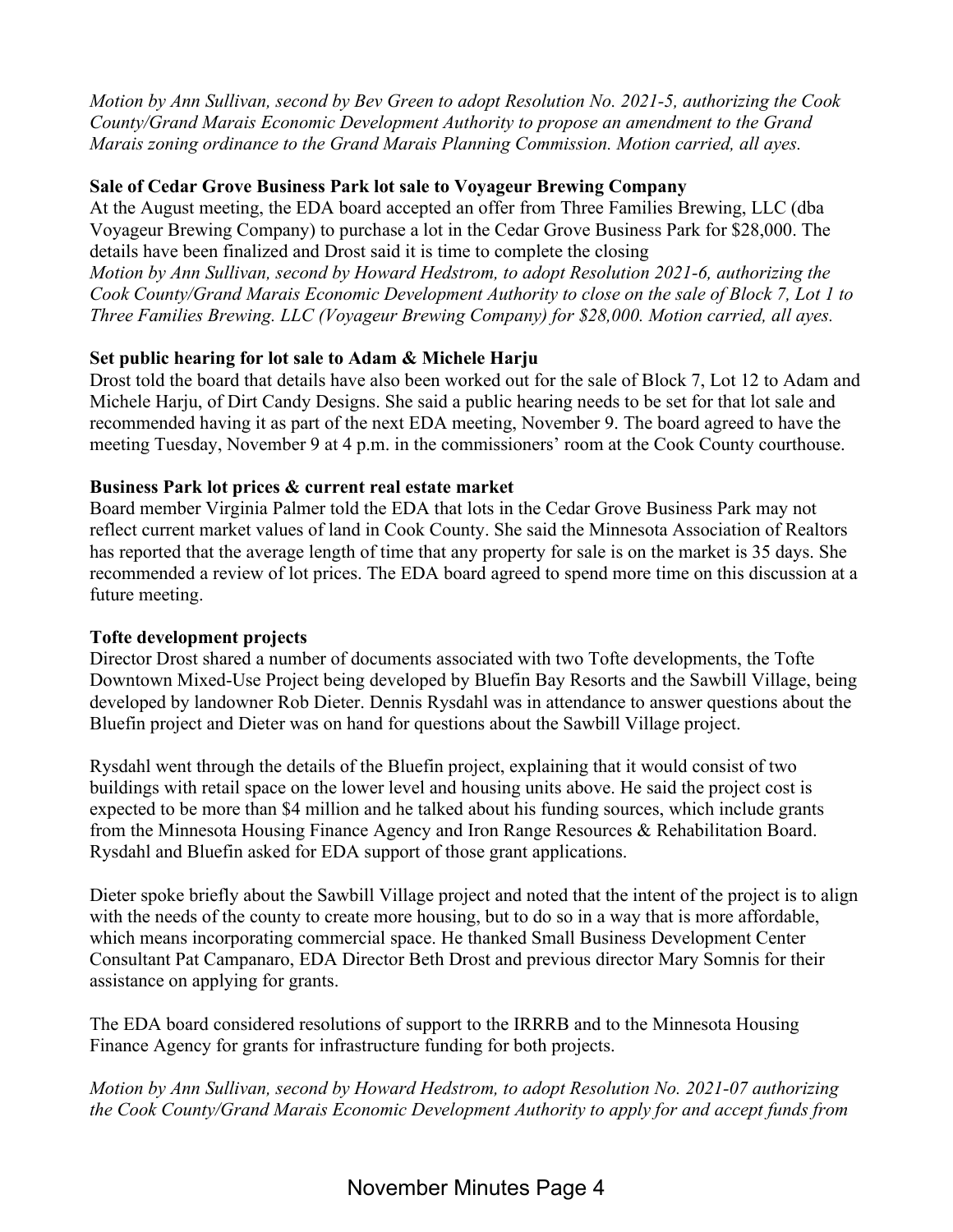*Motion by Ann Sullivan, second by Bev Green to adopt Resolution No. 2021-5, authorizing the Cook County/Grand Marais Economic Development Authority to propose an amendment to the Grand Marais zoning ordinance to the Grand Marais Planning Commission. Motion carried, all ayes.*

**Sale of Cedar Grove Business Park lot sale to Voyageur Brewing Company**

At the August meeting, the EDA board accepted an offer from Three Families Brewing, LLC (dba Voyageur Brewing Company) to purchase a lot in the Cedar Grove Business Park for $28,000. The details have been finalized and Drost said it is time to complete the closing

*Motion by Ann Sullivan, second by Howard Hedstrom, to adopt Resolution 2021-6, authorizing the Cook County/Grand Marais Economic Development Authority to close on the sale of Block 7, Lot 1 to Three Families Brewing. LLC (Voyageur Brewing Company) for $28,000. Motion carried, all ayes.*

**Set public hearing for lot sale to Adam & Michele Harju**

Drost told the board that details have also been worked out for the sale of Block 7, Lot 12 to Adam and Michele Harju, of Dirt Candy Designs. She said a public hearing needs to be set for that lot sale and recommended having it as part of the next EDA meeting, November 9. The board agreed to have the meeting Tuesday, November 9 at 4 p.m. in the commissioners' room at the Cook County courthouse.

**Business Park lot prices & current real estate market**

Board member Virginia Palmer told the EDA that lots in the Cedar Grove Business Park may not reflect current market values of land in Cook County. She said the Minnesota Association of Realtors has reported that the average length of time that any property for sale is on the market is 35 days. She recommended a review of lot prices. The EDA board agreed to spend more time on this discussion at a future meeting.

**Tofte development projects**

Director Drost shared a number of documents associated with two Tofte developments, the Tofte Downtown Mixed-Use Project being developed by Bluefin Bay Resorts and the Sawbill Village, being developed by landowner Rob Dieter. Dennis Rysdahl was in attendance to answer questions about the Bluefin project and Dieter was on hand for questions about the Sawbill Village project.

Rysdahl went through the details of the Bluefin project, explaining that it would consist of two buildings with retail space on the lower level and housing units above. He said the project cost is expected to be more than $4 million and he talked about his funding sources, which include grants from the Minnesota Housing Finance Agency and Iron Range Resources & Rehabilitation Board. Rysdahl and Bluefin asked for EDA support of those grant applications.

Dieter spoke briefly about the Sawbill Village project and noted that the intent of the project is to align with the needs of the county to create more housing, but to do so in a way that is more affordable, which means incorporating commercial space. He thanked Small Business Development Center Consultant Pat Campanaro, EDA Director Beth Drost and previous director Mary Somnis for their assistance on applying for grants.

The EDA board considered resolutions of support to the IRRRB and to the Minnesota Housing Finance Agency for grants for infrastructure funding for both projects.

*Motion by Ann Sullivan, second by Howard Hedstrom, to adopt Resolution No. 2021-07 authorizing the Cook County/Grand Marais Economic Development Authority to apply for and accept funds from*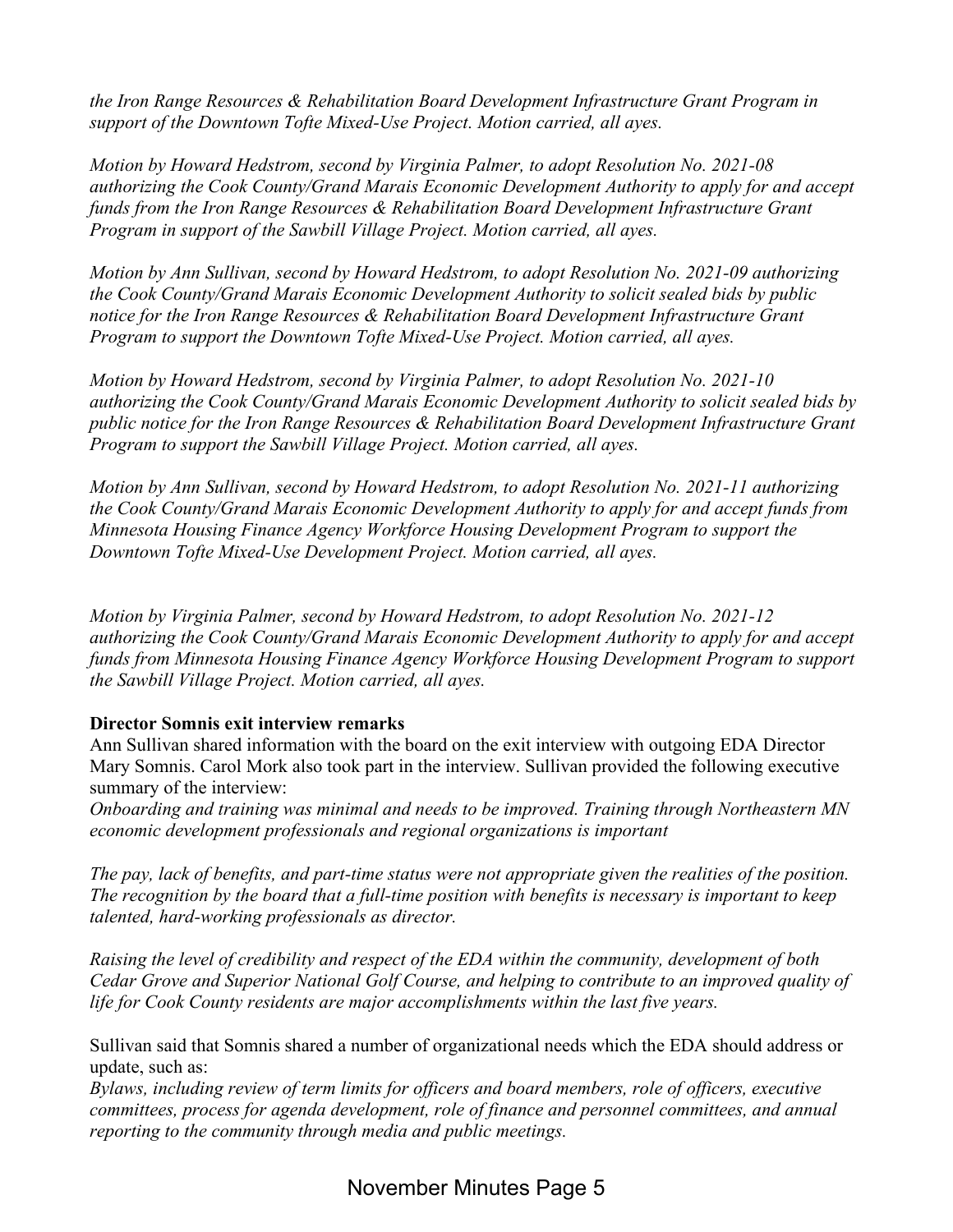*the Iron Range Resources & Rehabilitation Board Development Infrastructure Grant Program in support of the Downtown Tofte Mixed-Use Project. Motion carried, all ayes.*

*Motion by Howard Hedstrom, second by Virginia Palmer, to adopt Resolution No. 2021-08 authorizing the Cook County/Grand Marais Economic Development Authority to apply for and accept funds from the Iron Range Resources & Rehabilitation Board Development Infrastructure Grant Program in support of the Sawbill Village Project. Motion carried, all ayes.*

*Motion by Ann Sullivan, second by Howard Hedstrom, to adopt Resolution No. 2021-09 authorizing the Cook County/Grand Marais Economic Development Authority to solicit sealed bids by public notice for the Iron Range Resources & Rehabilitation Board Development Infrastructure Grant Program to support the Downtown Tofte Mixed-Use Project. Motion carried, all ayes.*

*Motion by Howard Hedstrom, second by Virginia Palmer, to adopt Resolution No. 2021-10 authorizing the Cook County/Grand Marais Economic Development Authority to solicit sealed bids by public notice for the Iron Range Resources & Rehabilitation Board Development Infrastructure Grant Program to support the Sawbill Village Project. Motion carried, all ayes.*

*Motion by Ann Sullivan, second by Howard Hedstrom, to adopt Resolution No. 2021-11 authorizing the Cook County/Grand Marais Economic Development Authority to apply for and accept funds from Minnesota Housing Finance Agency Workforce Housing Development Program to support the Downtown Tofte Mixed-Use Development Project. Motion carried, all ayes.*

*Motion by Virginia Palmer, second by Howard Hedstrom, to adopt Resolution No. 2021-12 authorizing the Cook County/Grand Marais Economic Development Authority to apply for and accept funds from Minnesota Housing Finance Agency Workforce Housing Development Program to support the Sawbill Village Project. Motion carried, all ayes.*

**Director Somnis exit interview remarks**

Ann Sullivan shared information with the board on the exit interview with outgoing EDA Director Mary Somnis. Carol Mork also took part in the interview. Sullivan provided the following executive summary of the interview:

*Onboarding and training was minimal and needs to be improved. Training through Northeastern MN economic development professionals and regional organizations is important*

*The pay, lack of benefits, and part-time status were not appropriate given the realities of the position. The recognition by the board that a full-time position with benefits is necessary is important to keep talented, hard-working professionals as director.*

*Raising the level of credibility and respect of the EDA within the community, development of both Cedar Grove and Superior National Golf Course, and helping to contribute to an improved quality of life for Cook County residents are major accomplishments within the last five years.*

Sullivan said that Somnis shared a number of organizational needs which the EDA should address or update, such as:

*Bylaws, including review of term limits for officers and board members, role of officers, executive committees, process for agenda development, role of finance and personnel committees, and annual reporting to the community through media and public meetings.*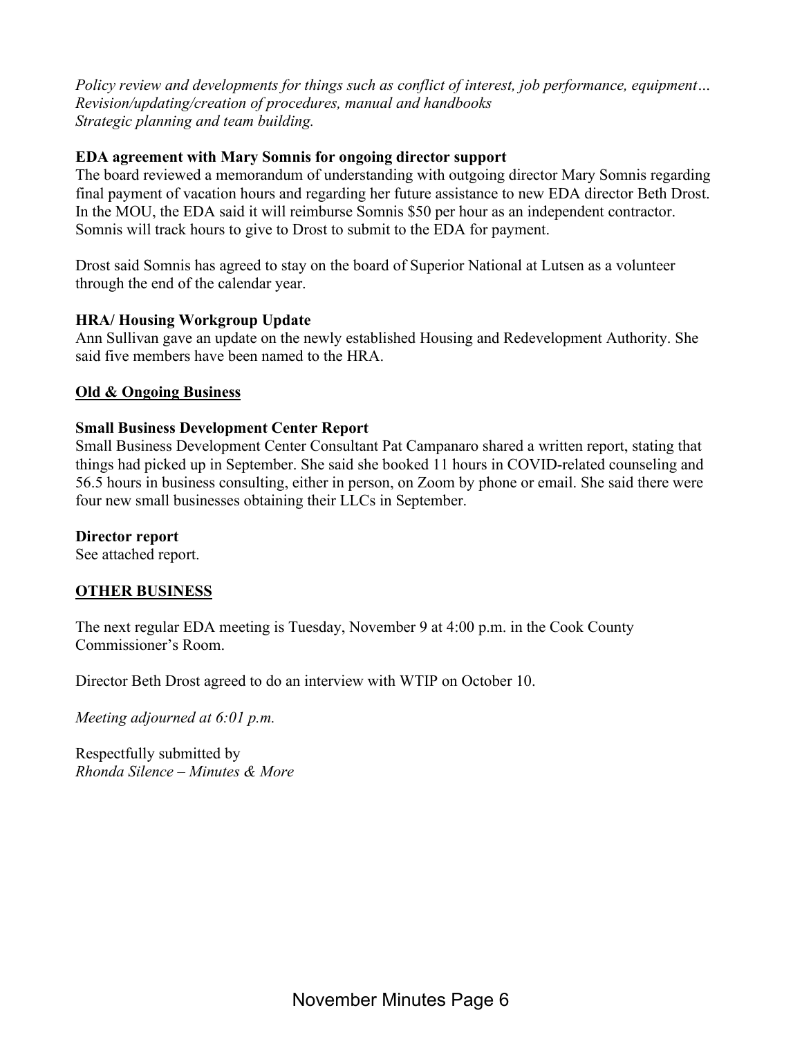*Policy review and developments for things such as conflict of interest, job performance, equipment…*
*Revision/updating/creation of procedures, manual and handbooks*
*Strategic planning and team building.*

**EDA agreement with Mary Somnis for ongoing director support**

The board reviewed a memorandum of understanding with outgoing director Mary Somnis regarding final payment of vacation hours and regarding her future assistance to new EDA director Beth Drost. In the MOU, the EDA said it will reimburse Somnis $50 per hour as an independent contractor. Somnis will track hours to give to Drost to submit to the EDA for payment.

Drost said Somnis has agreed to stay on the board of Superior National at Lutsen as a volunteer through the end of the calendar year.

**HRA/ Housing Workgroup Update**

Ann Sullivan gave an update on the newly established Housing and Redevelopment Authority. She said five members have been named to the HRA.

## Old & Ongoing Business

**Small Business Development Center Report**

Small Business Development Center Consultant Pat Campanaro shared a written report, stating that things had picked up in September. She said she booked 11 hours in COVID-related counseling and 56.5 hours in business consulting, either in person, on Zoom by phone or email. She said there were four new small businesses obtaining their LLCs in September.

**Director report**

See attached report.

## OTHER BUSINESS

The next regular EDA meeting is Tuesday, November 9 at 4:00 p.m. in the Cook County Commissioner's Room.

Director Beth Drost agreed to do an interview with WTIP on October 10.

*Meeting adjourned at 6:01 p.m.*

Respectfully submitted by
*Rhonda Silence – Minutes & More*